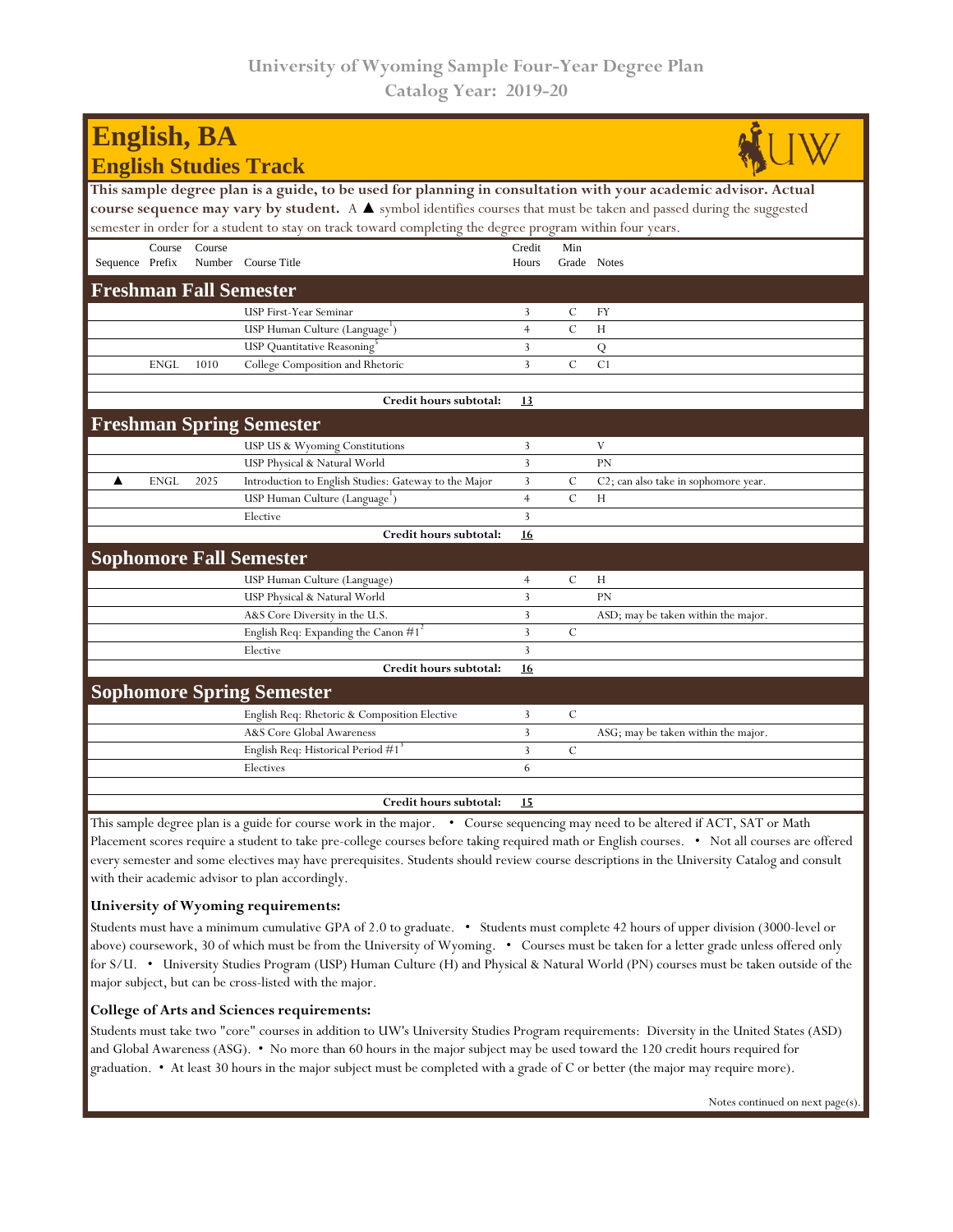# University of Wyoming Sample Four-Year Degree Plan
## Catalog Year: 2019-20

# English, BA
## English Studies Track

**This sample degree plan is a guide, to be used for planning in consultation with your academic advisor. Actual course sequence may vary by student.** A ▲ symbol identifies courses that must be taken and passed during the suggested semester in order for a student to stay on track toward completing the degree program within four years.

| Sequence | Course Prefix | Course Number | Course Title | Credit Hours | Min Grade | Notes |
|---|---|---|---|---|---|---|
| **Freshman Fall Semester** | | | | | | |
| | | | USP First-Year Seminar | 3 | C | FY |
| | | | USP Human Culture (Language[1]) | 4 | C | H |
| | | | USP Quantitative Reasoning[5] | 3 | | Q |
| | ENGL | 1010 | College Composition and Rhetoric | 3 | C | C1 |
| | | | | | | |
| | | | **Credit hours subtotal:** | **13** | | |
| **Freshman Spring Semester** | | | | | | |
| | | | USP US & Wyoming Constitutions | 3 | | V |
| | | | USP Physical & Natural World | 3 | | PN |
| ▲ | ENGL | 2025 | Introduction to English Studies: Gateway to the Major | 3 | C | C2; can also take in sophomore year. |
| | | | USP Human Culture (Language[1]) | 4 | C | H |
| | | | Elective | 3 | | |
| | | | **Credit hours subtotal:** | **16** | | |
| **Sophomore Fall Semester** | | | | | | |
| | | | USP Human Culture (Language) | 4 | C | H |
| | | | USP Physical & Natural World | 3 | | PN |
| | | | A&S Core Diversity in the U.S. | 3 | | ASD; may be taken within the major. |
| | | | English Req: Expanding the Canon #1[2] | 3 | C | |
| | | | Elective | 3 | | |
| | | | **Credit hours subtotal:** | **16** | | |
| **Sophomore Spring Semester** | | | | | | |
| | | | English Req: Rhetoric & Composition Elective | 3 | C | |
| | | | A&S Core Global Awareness | 3 | | ASG; may be taken within the major. |
| | | | English Req: Historical Period #1[3] | 3 | C | |
| | | | Electives | 6 | | |
| | | | | | | |
| | | | **Credit hours subtotal:** | **15** | | |

This sample degree plan is a guide for course work in the major. • Course sequencing may need to be altered if ACT, SAT or Math Placement scores require a student to take pre-college courses before taking required math or English courses. • Not all courses are offered every semester and some electives may have prerequisites. Students should review course descriptions in the University Catalog and consult with their academic advisor to plan accordingly.

**University of Wyoming requirements:**

Students must have a minimum cumulative GPA of 2.0 to graduate. • Students must complete 42 hours of upper division (3000-level or above) coursework, 30 of which must be from the University of Wyoming. • Courses must be taken for a letter grade unless offered only for S/U. • University Studies Program (USP) Human Culture (H) and Physical & Natural World (PN) courses must be taken outside of the major subject, but can be cross-listed with the major.

**College of Arts and Sciences requirements:**

Students must take two "core" courses in addition to UW's University Studies Program requirements: Diversity in the United States (ASD) and Global Awareness (ASG). • No more than 60 hours in the major subject may be used toward the 120 credit hours required for graduation. • At least 30 hours in the major subject must be completed with a grade of C or better (the major may require more).

Notes continued on next page(s).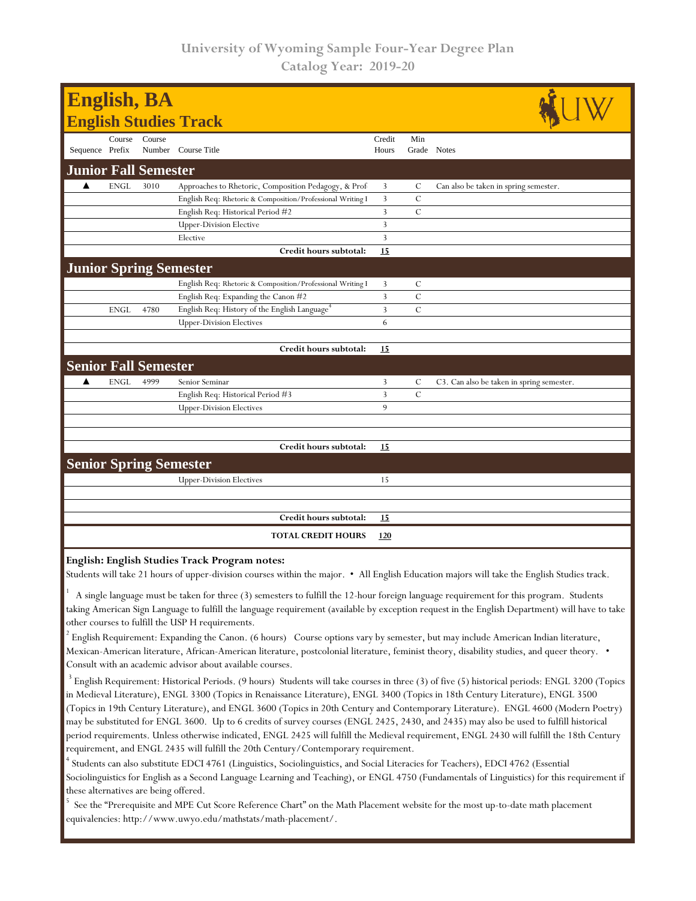# University of Wyoming Sample Four-Year Degree Plan
## Catalog Year: 2019-20

# English, BA
## English Studies Track

| Sequence | Course Prefix | Course Number | Course Title | Credit Hours | Min Grade | Notes |
|---|---|---|---|---|---|---|
| **Junior Fall Semester** | | | | | | |
| ▲ | ENGL | 3010 | Approaches to Rhetoric, Composition Pedagogy, & Prof | 3 | C | Can also be taken in spring semester. |
| | | | English Req: Rhetoric & Composition/Professional Writing I | 3 | C | |
| | | | English Req: Historical Period #2 | 3 | C | |
| | | | Upper-Division Elective | 3 | | |
| | | | Elective | 3 | | |
| | | | **Credit hours subtotal:** | **15** | | |
| **Junior Spring Semester** | | | | | | |
| | | | English Req: Rhetoric & Composition/Professional Writing I | 3 | C | |
| | | | English Req: Expanding the Canon #2 | 3 | C | |
| | ENGL | 4780 | English Req: History of the English Language[4] | 3 | C | |
| | | | Upper-Division Electives | 6 | | |
| | | | **Credit hours subtotal:** | **15** | | |
| **Senior Fall Semester** | | | | | | |
| ▲ | ENGL | 4999 | Senior Seminar | 3 | C | C3. Can also be taken in spring semester. |
| | | | English Req: Historical Period #3 | 3 | C | |
| | | | Upper-Division Electives | 9 | | |
| | | | **Credit hours subtotal:** | **15** | | |
| **Senior Spring Semester** | | | | | | |
| | | | Upper-Division Electives | 15 | | |
| | | | **Credit hours subtotal:** | **15** | | |
| | | | **TOTAL CREDIT HOURS** | **120** | | |

**English: English Studies Track Program notes:**

Students will take 21 hours of upper-division courses within the major. • All English Education majors will take the English Studies track.

[1] A single language must be taken for three (3) semesters to fulfill the 12-hour foreign language requirement for this program. Students taking American Sign Language to fulfill the language requirement (available by exception request in the English Department) will have to take other courses to fulfill the USP H requirements.

[2] English Requirement: Expanding the Canon. (6 hours) Course options vary by semester, but may include American Indian literature, Mexican-American literature, African-American literature, postcolonial literature, feminist theory, disability studies, and queer theory. • Consult with an academic advisor about available courses.

[3] English Requirement: Historical Periods. (9 hours) Students will take courses in three (3) of five (5) historical periods: ENGL 3200 (Topics in Medieval Literature), ENGL 3300 (Topics in Renaissance Literature), ENGL 3400 (Topics in 18th Century Literature), ENGL 3500 (Topics in 19th Century Literature), and ENGL 3600 (Topics in 20th Century and Contemporary Literature). ENGL 4600 (Modern Poetry) may be substituted for ENGL 3600. Up to 6 credits of survey courses (ENGL 2425, 2430, and 2435) may also be used to fulfill historical period requirements. Unless otherwise indicated, ENGL 2425 will fulfill the Medieval requirement, ENGL 2430 will fulfill the 18th Century requirement, and ENGL 2435 will fulfill the 20th Century/Contemporary requirement.

[4] Students can also substitute EDCI 4761 (Linguistics, Sociolinguistics, and Social Literacies for Teachers), EDCI 4762 (Essential Sociolinguistics for English as a Second Language Learning and Teaching), or ENGL 4750 (Fundamentals of Linguistics) for this requirement if these alternatives are being offered.

[5] See the "Prerequisite and MPE Cut Score Reference Chart" on the Math Placement website for the most up-to-date math placement equivalencies: http://www.uwyo.edu/mathstats/math-placement/.